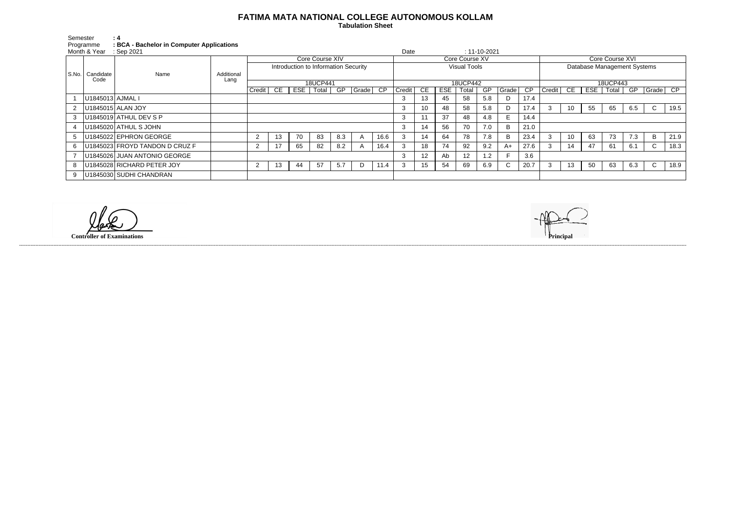# FATIMA MATA NATIONAL COLLEGE AUTONOMOUS KOLLAM

**Tabulation Sheet**

Semester : 4
Programme : BCA - Bachelor in Computer Applications
Month & Year : Sep 2021
Date : 11-10-2021

| S.No. | Candidate Code | Name | Additional Lang | Core Course XIV | | | | | | | Core Course XV | | | | | | | Core Course XVI | | | | | | |
|---|---|---|---|---|---|---|---|---|---|---|---|---|---|---|---|---|---|---|---|---|---|---|---|---|
| | | | | Introduction to Information Security | | | | | | | Visual Tools | | | | | | | Database Management Systems | | | | | | |
| | | | | 18UCP441 | | | | | | | 18UCP442 | | | | | | | 18UCP443 | | | | | | |
| | | | | Credit | CE | ESE | Total | GP | Grade | CP | Credit | CE | ESE | Total | GP | Grade | CP | Credit | CE | ESE | Total | GP | Grade | CP |
| 1 | U1845013 | AJMAL I | | | | | | | | | 3 | 13 | 45 | 58 | 5.8 | D | 17.4 | | | | | | | |
| 2 | U1845015 | ALAN JOY | | | | | | | | | 3 | 10 | 48 | 58 | 5.8 | D | 17.4 | 3 | 10 | 55 | 65 | 6.5 | C | 19.5 |
| 3 | U1845019 | ATHUL DEV S P | | | | | | | | | 3 | 11 | 37 | 48 | 4.8 | E | 14.4 | | | | | | | |
| 4 | U1845020 | ATHUL S JOHN | | | | | | | | | 3 | 14 | 56 | 70 | 7.0 | B | 21.0 | | | | | | | |
| 5 | U1845022 | EPHRON GEORGE | | 2 | 13 | 70 | 83 | 8.3 | A | 16.6 | 3 | 14 | 64 | 78 | 7.8 | B | 23.4 | 3 | 10 | 63 | 73 | 7.3 | B | 21.9 |
| 6 | U1845023 | FROYD TANDON D CRUZ F | | 2 | 17 | 65 | 82 | 8.2 | A | 16.4 | 3 | 18 | 74 | 92 | 9.2 | A+ | 27.6 | 3 | 14 | 47 | 61 | 6.1 | C | 18.3 |
| 7 | U1845026 | JUAN ANTONIO GEORGE | | | | | | | | | 3 | 12 | Ab | 12 | 1.2 | F | 3.6 | | | | | | | |
| 8 | U1845028 | RICHARD PETER JOY | | 2 | 13 | 44 | 57 | 5.7 | D | 11.4 | 3 | 15 | 54 | 69 | 6.9 | C | 20.7 | 3 | 13 | 50 | 63 | 6.3 | C | 18.9 |
| 9 | U1845030 | SUDHI CHANDRAN | | | | | | | | | | | | | | | | | | | | | | |

**Controller of Examinations**

**Principal**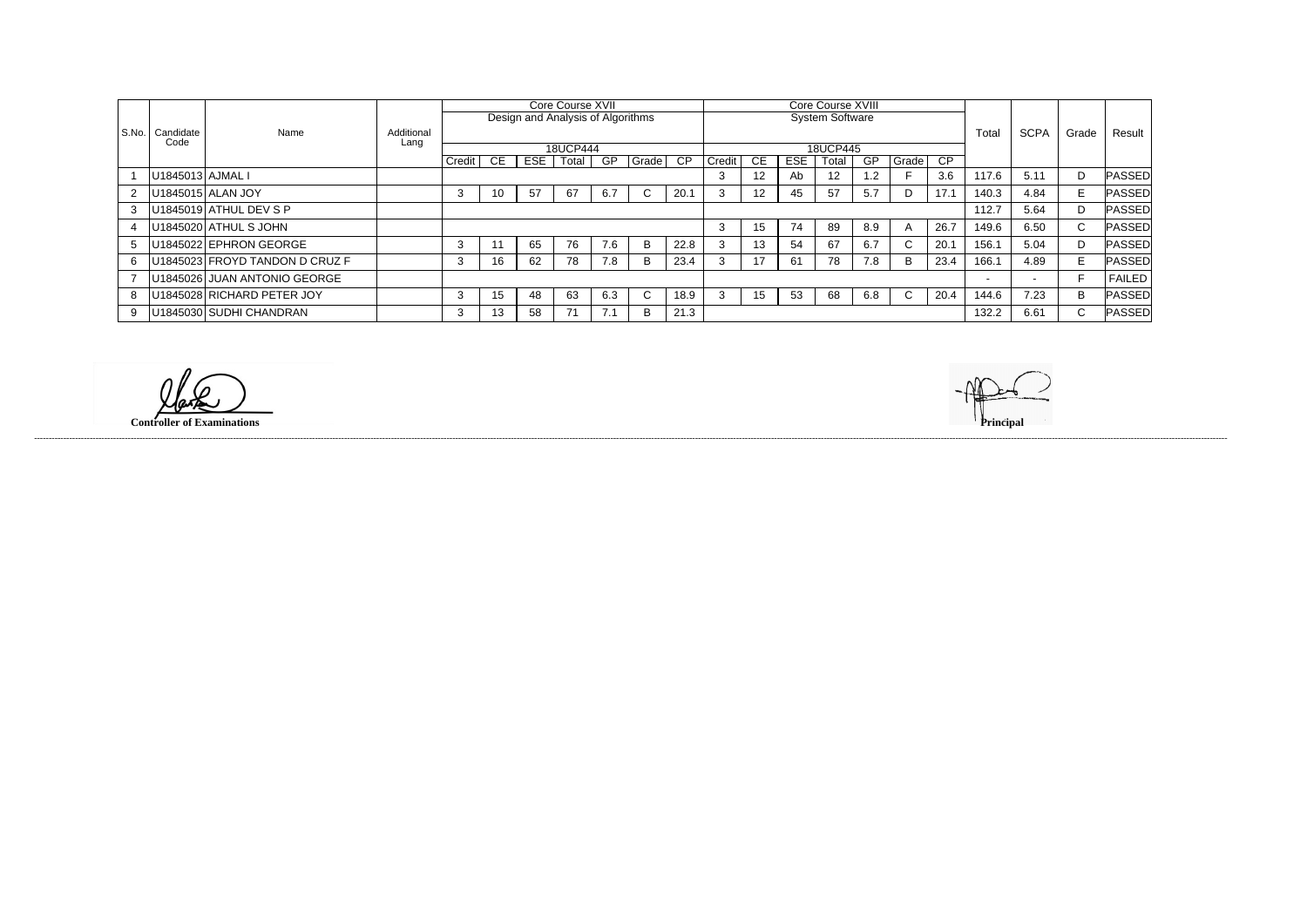| S.No. | Candidate Code | Name | Additional Lang | Core Course XVII Design and Analysis of Algorithms 18UCP444 | | | | | | | Core Course XVIII System Software 18UCP445 | | | | | | | Total | SCPA | Grade | Result |
|---|---|---|---|---|---|---|---|---|---|---|---|---|---|---|---|---|---|---|---|---|---|
| | | | | Credit | CE | ESE | Total | GP | Grade | CP | Credit | CE | ESE | Total | GP | Grade | CP | | | | |
| 1 | U1845013 | AJMAL I | | | | | | | | | 3 | 12 | Ab | 12 | 1.2 | F | 3.6 | 117.6 | 5.11 | D | PASSED |
| 2 | U1845015 | ALAN JOY | | 3 | 10 | 57 | 67 | 6.7 | C | 20.1 | 3 | 12 | 45 | 57 | 5.7 | D | 17.1 | 140.3 | 4.84 | E | PASSED |
| 3 | U1845019 | ATHUL DEV S P | | | | | | | | | | | | | | | | 112.7 | 5.64 | D | PASSED |
| 4 | U1845020 | ATHUL S JOHN | | | | | | | | | 3 | 15 | 74 | 89 | 8.9 | A | 26.7 | 149.6 | 6.50 | C | PASSED |
| 5 | U1845022 | EPHRON GEORGE | | 3 | 11 | 65 | 76 | 7.6 | B | 22.8 | 3 | 13 | 54 | 67 | 6.7 | C | 20.1 | 156.1 | 5.04 | D | PASSED |
| 6 | U1845023 | FROYD TANDON D CRUZ F | | 3 | 16 | 62 | 78 | 7.8 | B | 23.4 | 3 | 17 | 61 | 78 | 7.8 | B | 23.4 | 166.1 | 4.89 | E | PASSED |
| 7 | U1845026 | JUAN ANTONIO GEORGE | | | | | | | | | | | | | | | | - | - | F | FAILED |
| 8 | U1845028 | RICHARD PETER JOY | | 3 | 15 | 48 | 63 | 6.3 | C | 18.9 | 3 | 15 | 53 | 68 | 6.8 | C | 20.4 | 144.6 | 7.23 | B | PASSED |
| 9 | U1845030 | SUDHI CHANDRAN | | 3 | 13 | 58 | 71 | 7.1 | B | 21.3 | | | | | | | | 132.2 | 6.61 | C | PASSED |

**Controller of Examinations**

**Principal**